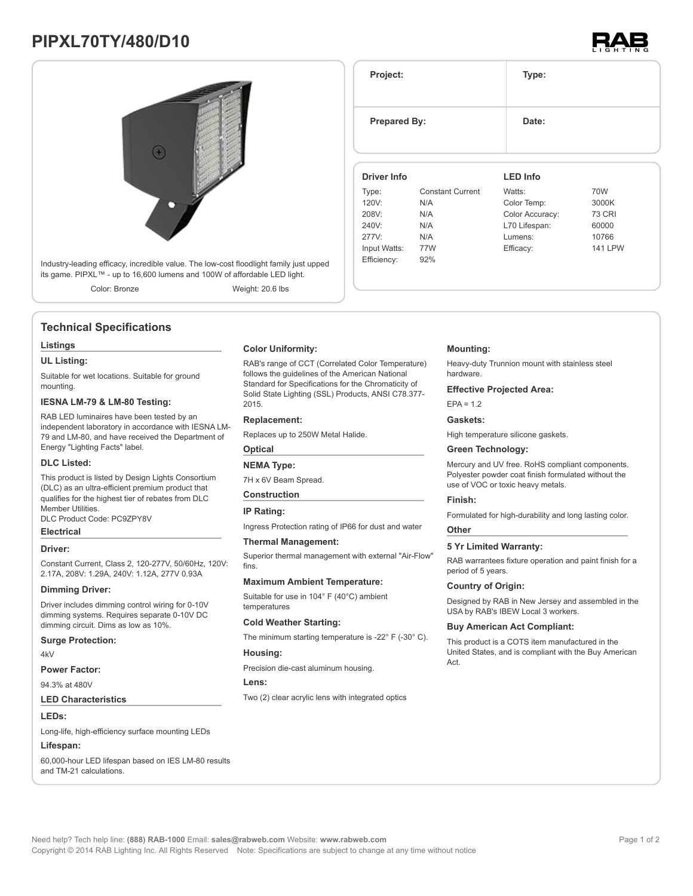# PIPXL70TY/480/D10

Industry-leading efficacy, incredible value. The low-cost floodlight family just upped its game. PIPXL™ - up to 16,600 lumens and 100W of affordable LED light.

Color: Bronze | Weight: 20.6 lbs

| Project: | Type: |
| --- | --- |
| Prepared By: | Date: |

| Driver Info | | LED Info | |
| --- | --- | --- | --- |
| Type: | Constant Current | Watts: | 70W |
| 120V: | N/A | Color Temp: | 3000K |
| 208V: | N/A | Color Accuracy: | 73 CRI |
| 240V: | N/A | L70 Lifespan: | 60000 |
| 277V: | N/A | Lumens: | 10766 |
| Input Watts: | 77W | Efficacy: | 141 LPW |
| Efficiency: | 92% | | |

## Technical Specifications

### Listings

**UL Listing:**

Suitable for wet locations. Suitable for ground mounting.

**IESNA LM-79 & LM-80 Testing:**

RAB LED luminaires have been tested by an independent laboratory in accordance with IESNA LM-79 and LM-80, and have received the Department of Energy "Lighting Facts" label.

**DLC Listed:**

This product is listed by Design Lights Consortium (DLC) as an ultra-efficient premium product that qualifies for the highest tier of rebates from DLC Member Utilities.
DLC Product Code: PC9ZPY8V

### Electrical

**Driver:**

Constant Current, Class 2, 120-277V, 50/60Hz, 120V: 2.17A, 208V: 1.29A, 240V: 1.12A, 277V 0.93A

**Dimming Driver:**

Driver includes dimming control wiring for 0-10V dimming systems. Requires separate 0-10V DC dimming circuit. Dims as low as 10%.

**Surge Protection:**

4kV

**Power Factor:**

94.3% at 480V

### LED Characteristics

**LEDs:**

Long-life, high-efficiency surface mounting LEDs

**Lifespan:**

60,000-hour LED lifespan based on IES LM-80 results and TM-21 calculations.

**Color Uniformity:**

RAB's range of CCT (Correlated Color Temperature) follows the guidelines of the American National Standard for Specifications for the Chromaticity of Solid State Lighting (SSL) Products, ANSI C78.377-2015.

**Replacement:**

Replaces up to 250W Metal Halide.

### Optical

**NEMA Type:**

7H x 6V Beam Spread.

### Construction

**IP Rating:**

Ingress Protection rating of IP66 for dust and water

**Thermal Management:**

Superior thermal management with external "Air-Flow" fins.

**Maximum Ambient Temperature:**

Suitable for use in 104° F (40°C) ambient temperatures

**Cold Weather Starting:**

The minimum starting temperature is -22° F (-30° C).

**Housing:**

Precision die-cast aluminum housing.

**Lens:**

Two (2) clear acrylic lens with integrated optics

**Mounting:**

Heavy-duty Trunnion mount with stainless steel hardware.

**Effective Projected Area:**

EPA = 1.2

**Gaskets:**

High temperature silicone gaskets.

**Green Technology:**

Mercury and UV free. RoHS compliant components. Polyester powder coat finish formulated without the use of VOC or toxic heavy metals.

**Finish:**

Formulated for high-durability and long lasting color.

### Other

**5 Yr Limited Warranty:**

RAB warrantees fixture operation and paint finish for a period of 5 years.

**Country of Origin:**

Designed by RAB in New Jersey and assembled in the USA by RAB's IBEW Local 3 workers.

**Buy American Act Compliant:**

This product is a COTS item manufactured in the United States, and is compliant with the Buy American Act.

Need help? Tech help line: **(888) RAB-1000** Email: **sales@rabweb.com** Website: **www.rabweb.com**
Copyright © 2014 RAB Lighting Inc. All Rights Reserved Note: Specifications are subject to change at any time without notice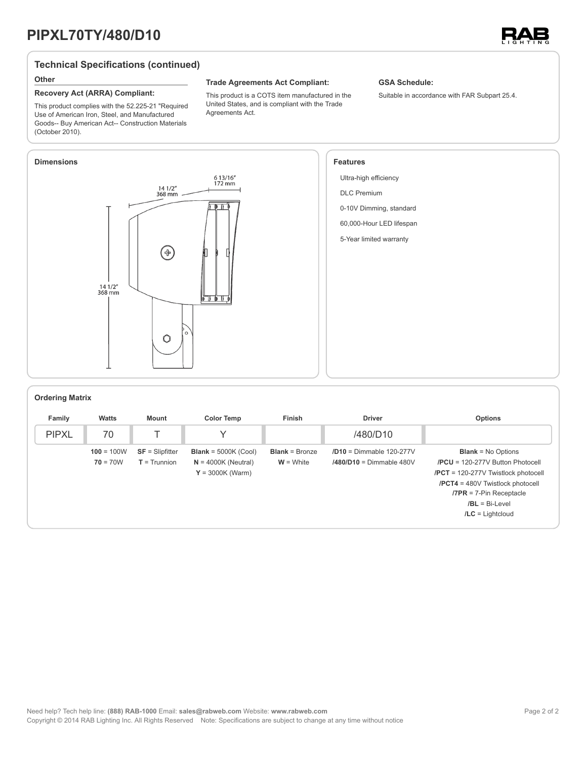# PIPXL70TY/480/D10

## Technical Specifications (continued)

### Other

**Recovery Act (ARRA) Compliant:**

This product complies with the 52.225-21 "Required Use of American Iron, Steel, and Manufactured Goods-- Buy American Act-- Construction Materials (October 2010).

**Trade Agreements Act Compliant:**

This product is a COTS item manufactured in the United States, and is compliant with the Trade Agreements Act.

**GSA Schedule:**

Suitable in accordance with FAR Subpart 25.4.

## Dimensions

14 1/2"
368 mm

6 13/16"
172 mm

14 1/2"
368 mm

## Features

- Ultra-high efficiency
- DLC Premium
- 0-10V Dimming, standard
- 60,000-Hour LED lifespan
- 5-Year limited warranty

## Ordering Matrix

| Family | Watts | Mount | Color Temp | Finish | Driver | Options |
|---|---|---|---|---|---|---|
| PIPXL | 70 | T | Y | | /480/D10 | |
| | **100** = 100W<br>**70** = 70W | **SF** = Slipfitter<br>**T** = Trunnion | **Blank** = 5000K (Cool)<br>**N** = 4000K (Neutral)<br>**Y** = 3000K (Warm) | **Blank** = Bronze<br>**W** = White | **/D10** = Dimmable 120-277V<br>**/480/D10** = Dimmable 480V | **Blank** = No Options<br>**/PCU** = 120-277V Button Photocell<br>**/PCT** = 120-277V Twistlock photocell<br>**/PCT4** = 480V Twistlock photocell<br>**/7PR** = 7-Pin Receptacle<br>**/BL** = Bi-Level<br>**/LC** = Lightcloud |

Need help? Tech help line: **(888) RAB-1000** Email: **sales@rabweb.com** Website: **www.rabweb.com**
Copyright © 2014 RAB Lighting Inc. All Rights Reserved Note: Specifications are subject to change at any time without notice